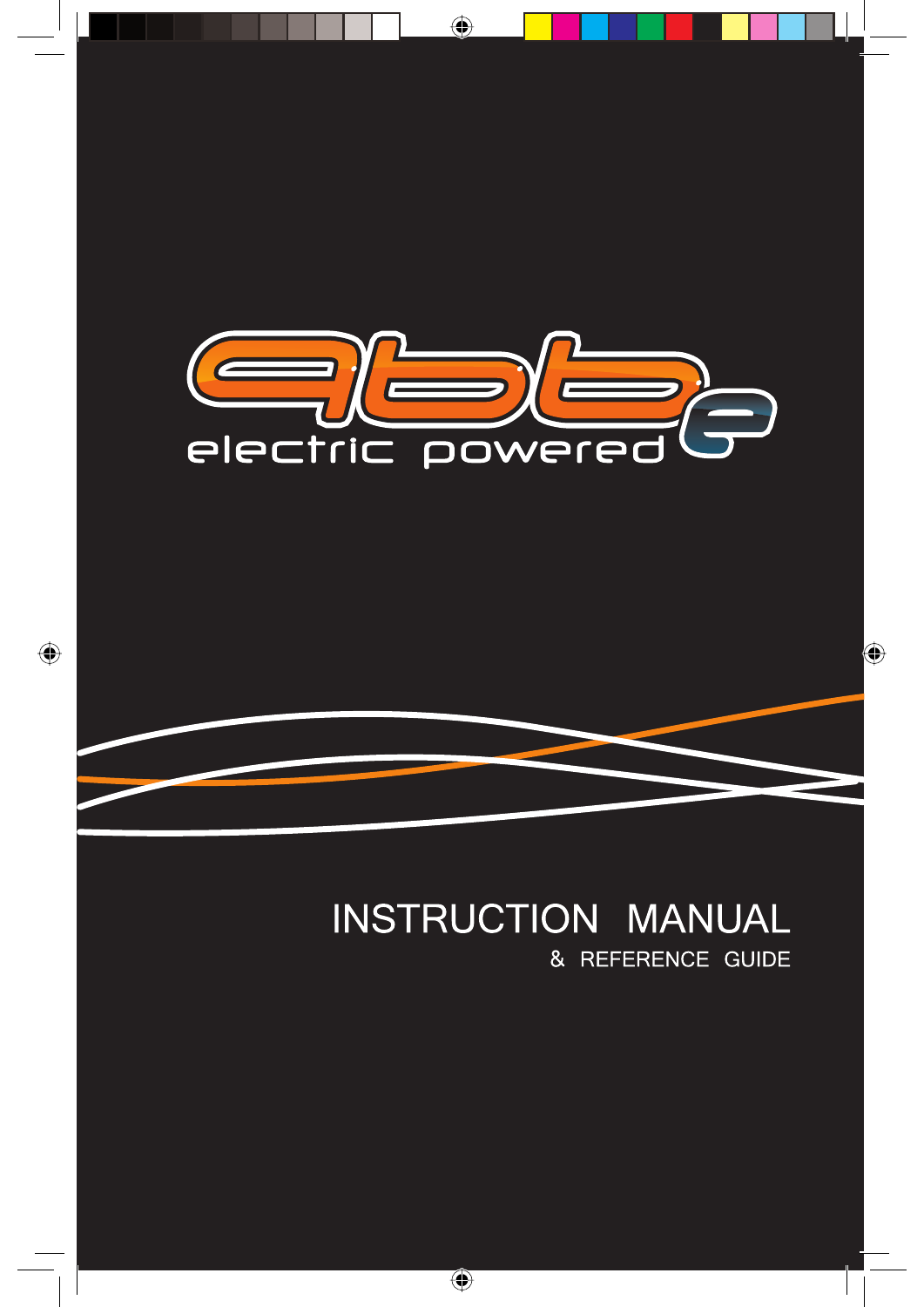electric powered

# INSTRUCTION MANUAL

## & REFERENCE GUIDE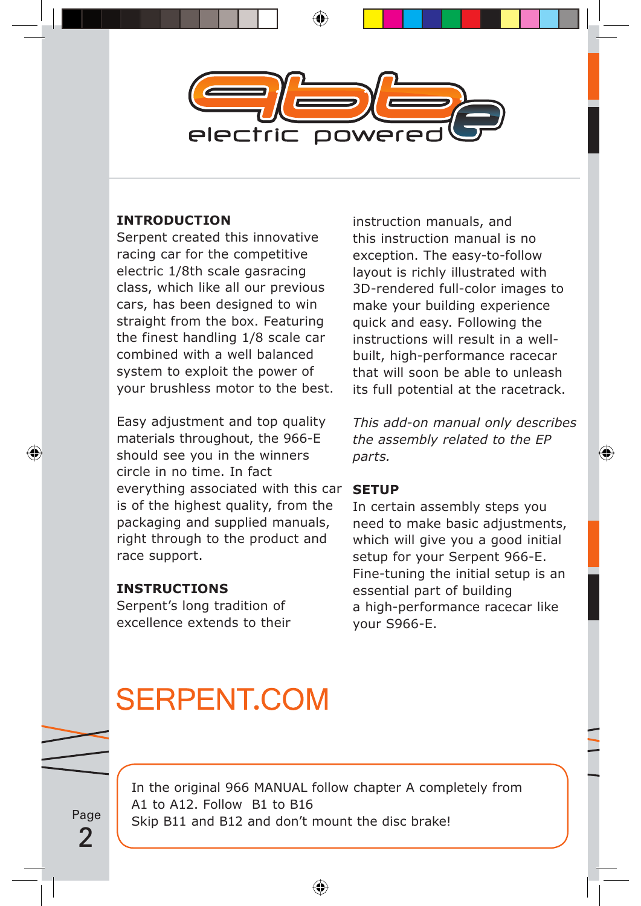966 electric powered e

## INTRODUCTION

Serpent created this innovative racing car for the competitive electric 1/8th scale gasracing class, which like all our previous cars, has been designed to win straight from the box. Featuring the finest handling 1/8 scale car combined with a well balanced system to exploit the power of your brushless motor to the best.

Easy adjustment and top quality materials throughout, the 966-E should see you in the winners circle in no time. In fact everything associated with this car is of the highest quality, from the packaging and supplied manuals, right through to the product and race support.

## INSTRUCTIONS

Serpent's long tradition of excellence extends to their instruction manuals, and this instruction manual is no exception. The easy-to-follow layout is richly illustrated with 3D-rendered full-color images to make your building experience quick and easy. Following the instructions will result in a well-built, high-performance racecar that will soon be able to unleash its full potential at the racetrack.

*This add-on manual only describes the assembly related to the EP parts.*

## SETUP

In certain assembly steps you need to make basic adjustments, which will give you a good initial setup for your Serpent 966-E. Fine-tuning the initial setup is an essential part of building a high-performance racecar like your S966-E.

SERPENT.COM

In the original 966 MANUAL follow chapter A completely from A1 to A12. Follow B1 to B16
Skip B11 and B12 and don't mount the disc brake!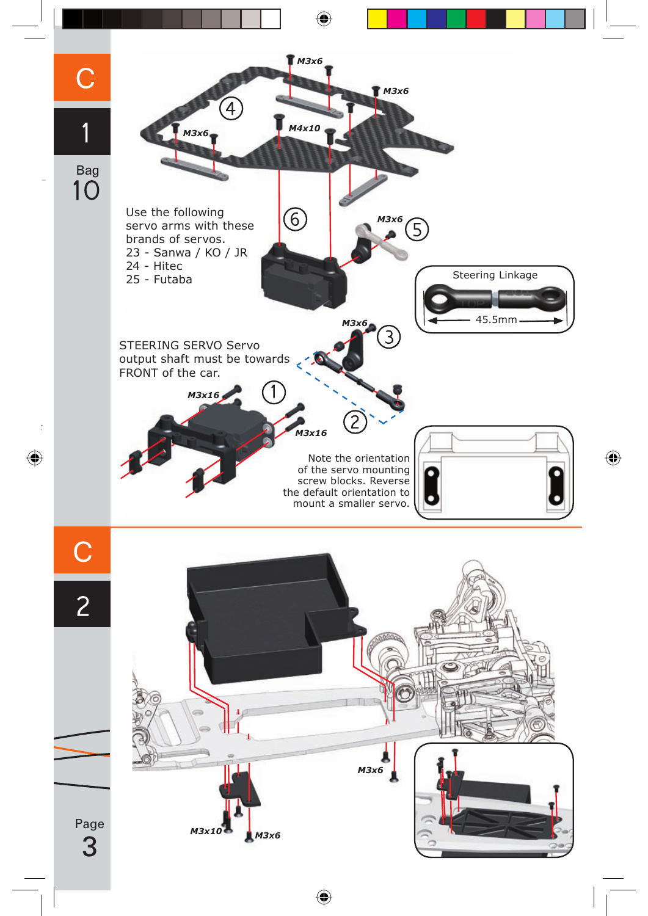# C 1

Bag 10

M3x6

M3x6

M3x6

M4x10

Use the following servo arms with these brands of servos.
23 - Sanwa / KO / JR
24 - Hitec
25 - Futaba

M3x6

Steering Linkage

45.5mm

M3x6

STEERING SERVO Servo output shaft must be towards FRONT of the car.

M3x16

M3x16

Note the orientation of the servo mounting screw blocks. Reverse the default orientation to mount a smaller servo.

# C 2

M3x6

M3x10

M3x6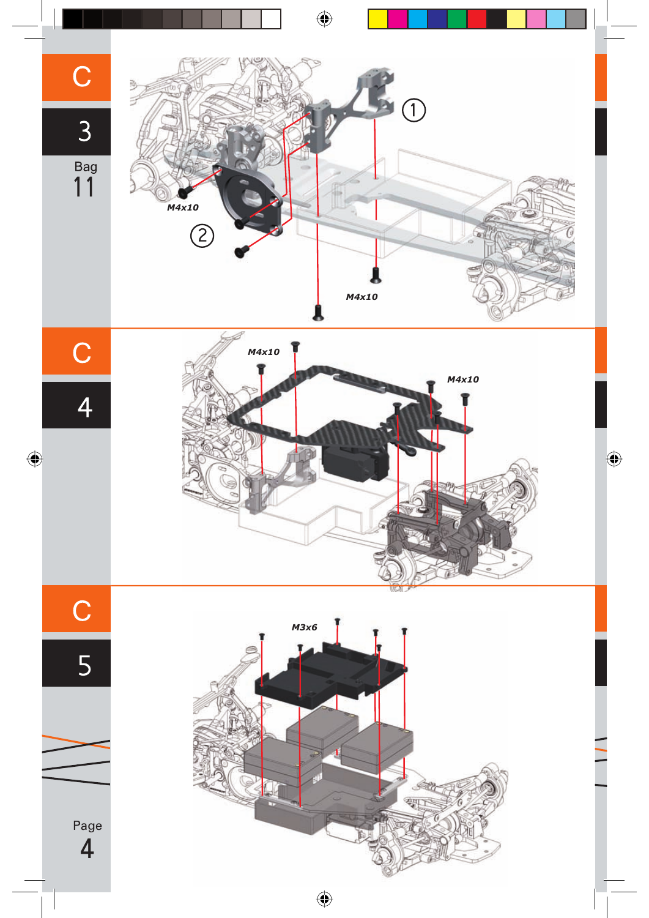C

3

Bag 11

M4x10

①

②

M4x10

C

4

M4x10

M4x10

C

5

M3x6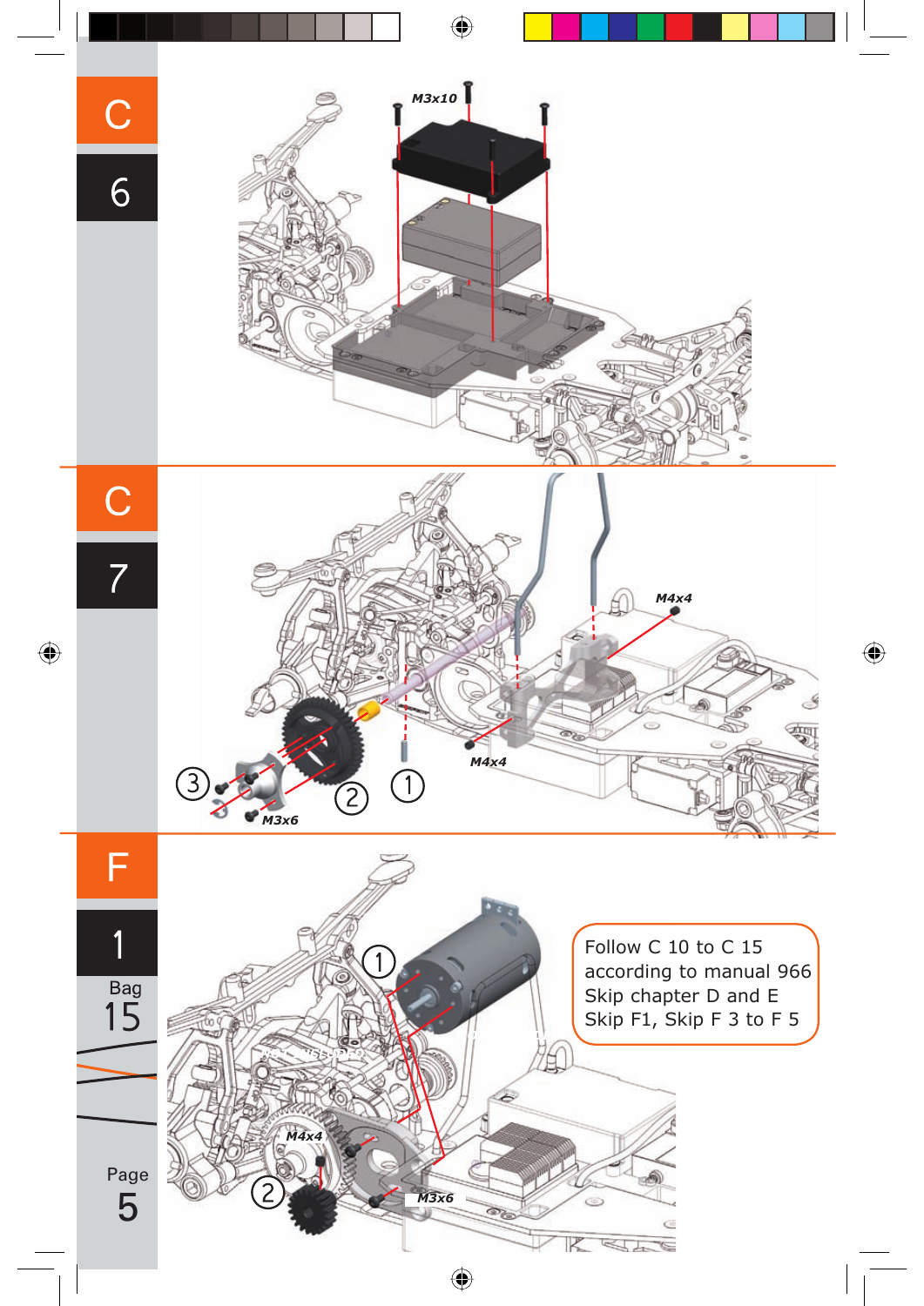## C 6

M3x10

## C 7

M4x4

M4x4

M3x6

## F 1

Bag 15

M4x4

M3x6

Follow C 10 to C 15
according to manual 966
Skip chapter D and E
Skip F1, Skip F 3 to F 5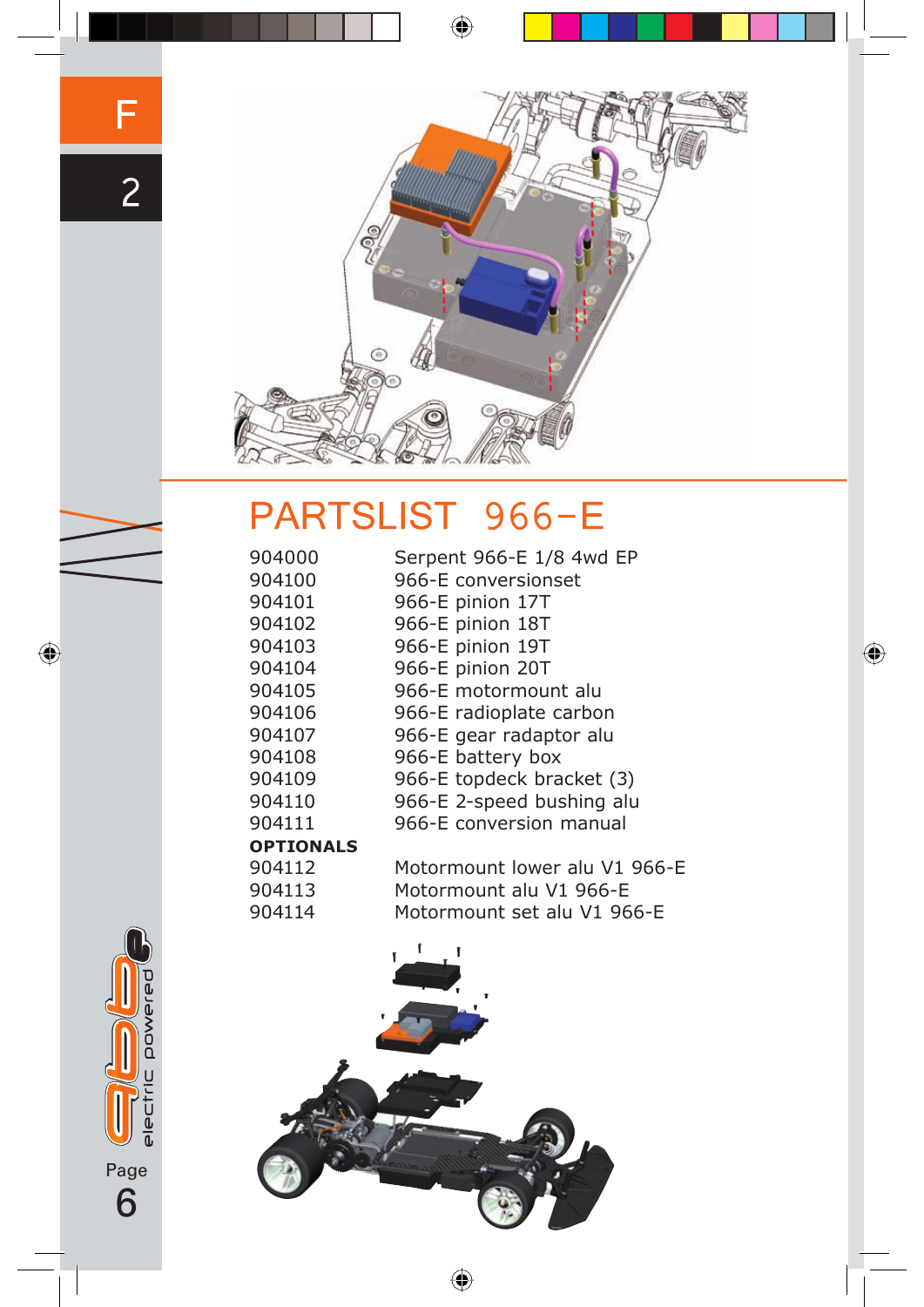# PARTSLIST 966-E

| | |
|---|---|
| 904000 | Serpent 966-E 1/8 4wd EP |
| 904100 | 966-E conversionset |
| 904101 | 966-E pinion 17T |
| 904102 | 966-E pinion 18T |
| 904103 | 966-E pinion 19T |
| 904104 | 966-E pinion 20T |
| 904105 | 966-E motormount alu |
| 904106 | 966-E radioplate carbon |
| 904107 | 966-E gear radaptor alu |
| 904108 | 966-E battery box |
| 904109 | 966-E topdeck bracket (3) |
| 904110 | 966-E 2-speed bushing alu |
| 904111 | 966-E conversion manual |
| **OPTIONALS** | |
| 904112 | Motormount lower alu V1 966-E |
| 904113 | Motormount alu V1 966-E |
| 904114 | Motormount set alu V1 966-E |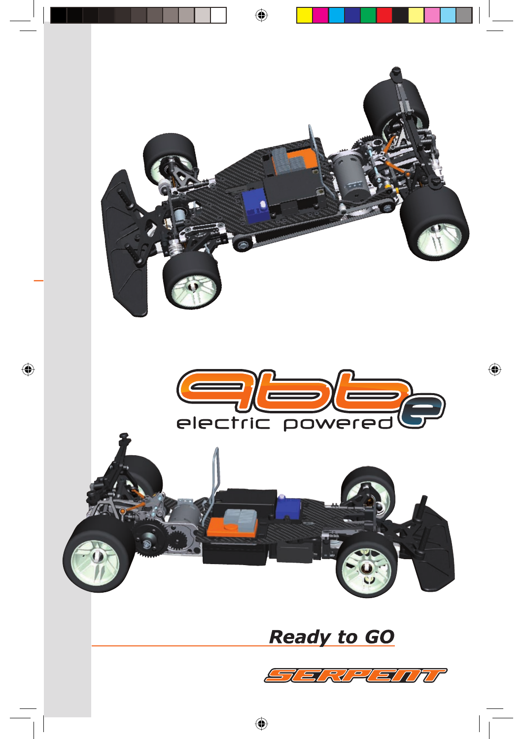# 966e

electric powered

Ready to GO

SERPENT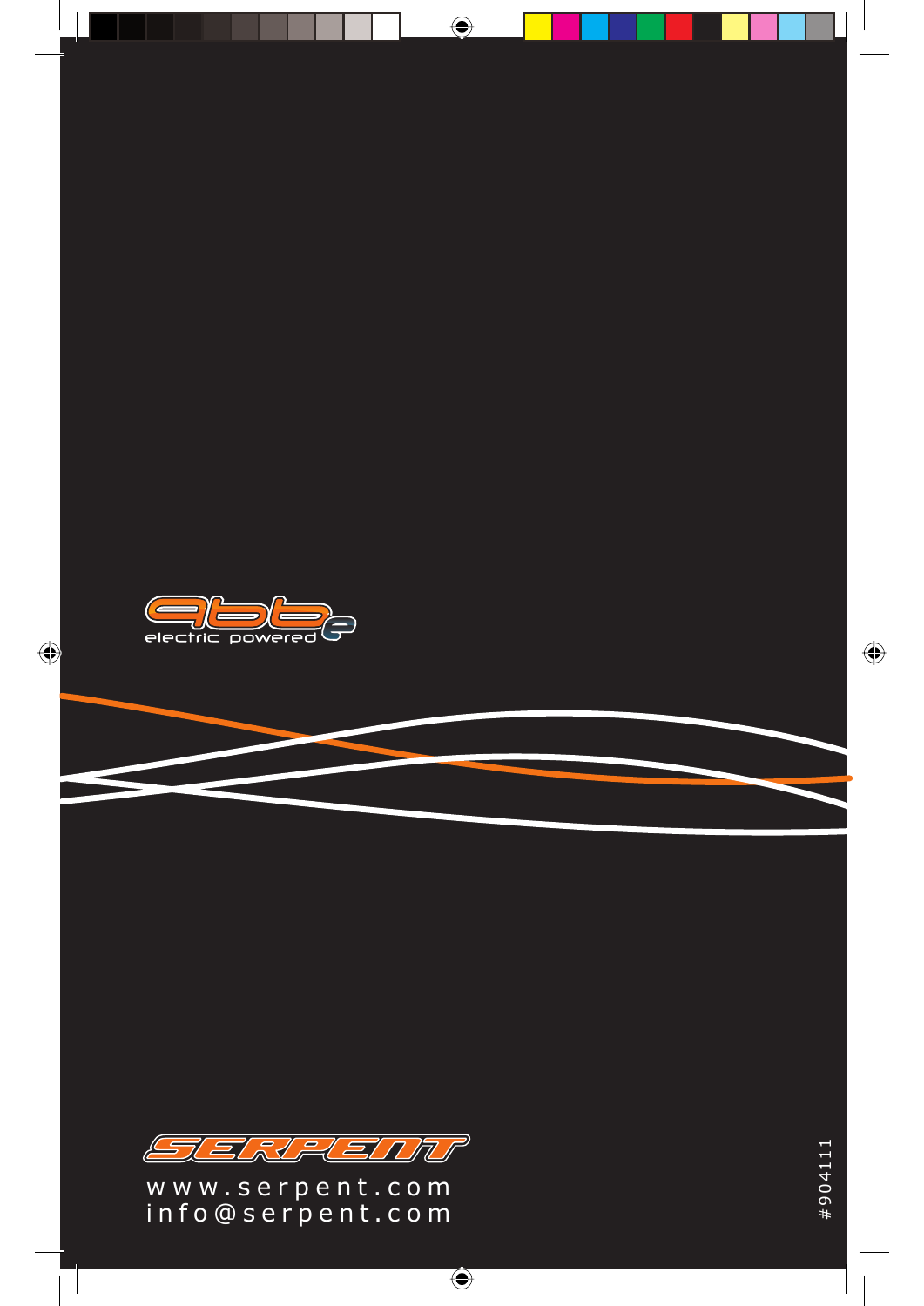966e

electric powered

SERPENT

www.serpent.com
info@serpent.com

#904111